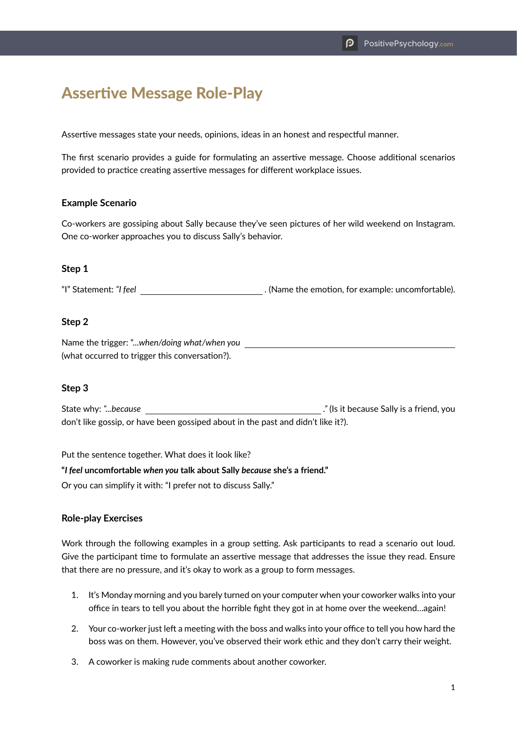# Assertive Message Role-Play

Assertive messages state your needs, opinions, ideas in an honest and respectful manner.

The first scenario provides a guide for formulating an assertive message. Choose additional scenarios provided to practice creating assertive messages for different workplace issues.

### Example Scenario

Co-workers are gossiping about Sally because they've seen pictures of her wild weekend on Instagram. One co-worker approaches you to discuss Sally's behavior.

### Step 1

"I" Statement: *"I feel* \_\_\_\_\_\_\_\_\_\_\_\_\_\_\_\_\_\_\_\_\_\_\_\_ . (Name the emotion, for example: uncomfortable).

### Step 2

Name the trigger: "*...when/doing what/when you* \_\_\_\_\_\_\_\_\_\_\_\_\_\_\_\_\_\_\_\_\_\_\_\_\_\_\_\_\_\_\_\_\_\_\_\_\_\_\_\_ (what occurred to trigger this conversation?).

### Step 3

State why: *"...because* \_\_\_\_\_\_\_\_\_\_\_\_\_\_\_\_\_\_\_\_\_\_\_\_\_\_\_\_\_\_\_\_\_\_ *."* (Is it because Sally is a friend, you don't like gossip, or have been gossiped about in the past and didn't like it?).

Put the sentence together. What does it look like?

**"*I feel* uncomfortable *when you* talk about Sally *because* she's a friend."**

Or you can simplify it with: "I prefer not to discuss Sally."

### Role-play Exercises

Work through the following examples in a group setting. Ask participants to read a scenario out loud. Give the participant time to formulate an assertive message that addresses the issue they read. Ensure that there are no pressure, and it's okay to work as a group to form messages.

1. It's Monday morning and you barely turned on your computer when your coworker walks into your office in tears to tell you about the horrible fight they got in at home over the weekend...again!
2. Your co-worker just left a meeting with the boss and walks into your office to tell you how hard the boss was on them. However, you've observed their work ethic and they don't carry their weight.
3. A coworker is making rude comments about another coworker.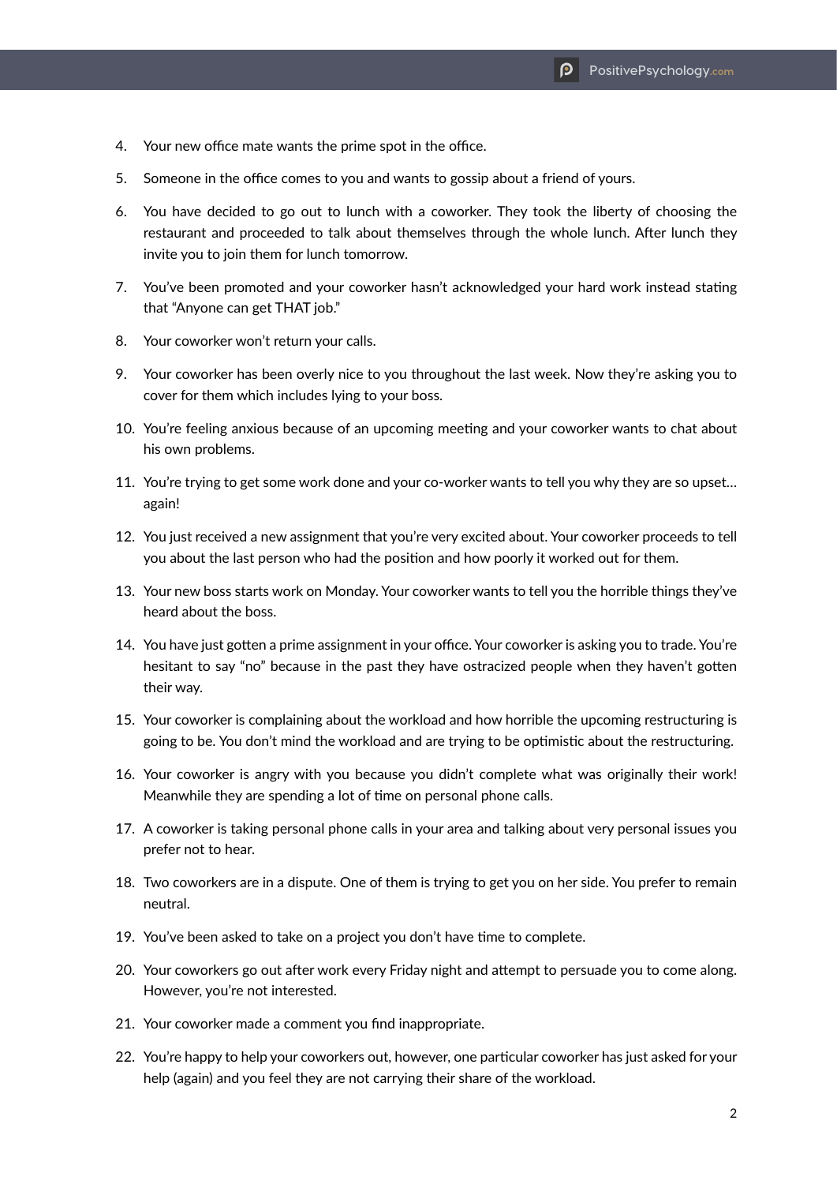4. Your new office mate wants the prime spot in the office.
5. Someone in the office comes to you and wants to gossip about a friend of yours.
6. You have decided to go out to lunch with a coworker. They took the liberty of choosing the restaurant and proceeded to talk about themselves through the whole lunch. After lunch they invite you to join them for lunch tomorrow.
7. You've been promoted and your coworker hasn't acknowledged your hard work instead stating that "Anyone can get THAT job."
8. Your coworker won't return your calls.
9. Your coworker has been overly nice to you throughout the last week. Now they're asking you to cover for them which includes lying to your boss.
10. You're feeling anxious because of an upcoming meeting and your coworker wants to chat about his own problems.
11. You're trying to get some work done and your co-worker wants to tell you why they are so upset… again!
12. You just received a new assignment that you're very excited about. Your coworker proceeds to tell you about the last person who had the position and how poorly it worked out for them.
13. Your new boss starts work on Monday. Your coworker wants to tell you the horrible things they've heard about the boss.
14. You have just gotten a prime assignment in your office. Your coworker is asking you to trade. You're hesitant to say "no" because in the past they have ostracized people when they haven't gotten their way.
15. Your coworker is complaining about the workload and how horrible the upcoming restructuring is going to be. You don't mind the workload and are trying to be optimistic about the restructuring.
16. Your coworker is angry with you because you didn't complete what was originally their work! Meanwhile they are spending a lot of time on personal phone calls.
17. A coworker is taking personal phone calls in your area and talking about very personal issues you prefer not to hear.
18. Two coworkers are in a dispute. One of them is trying to get you on her side. You prefer to remain neutral.
19. You've been asked to take on a project you don't have time to complete.
20. Your coworkers go out after work every Friday night and attempt to persuade you to come along. However, you're not interested.
21. Your coworker made a comment you find inappropriate.
22. You're happy to help your coworkers out, however, one particular coworker has just asked for your help (again) and you feel they are not carrying their share of the workload.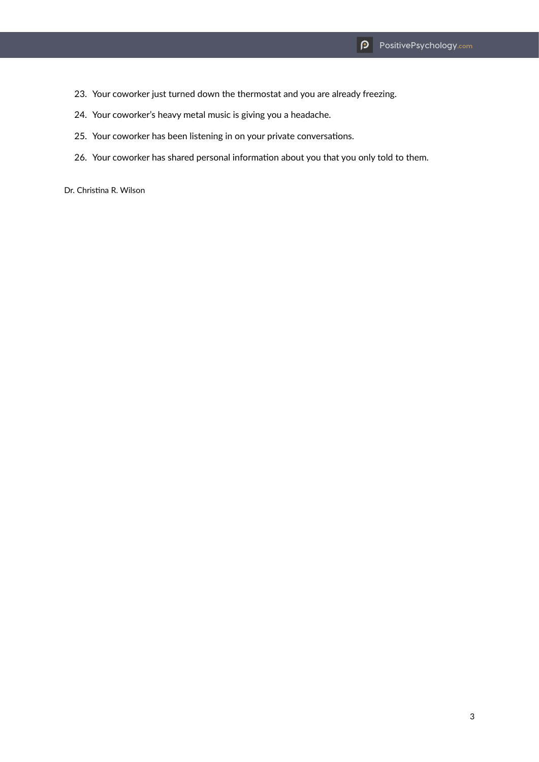23. Your coworker just turned down the thermostat and you are already freezing.
24. Your coworker's heavy metal music is giving you a headache.
25. Your coworker has been listening in on your private conversations.
26. Your coworker has shared personal information about you that you only told to them.

Dr. Christina R. Wilson